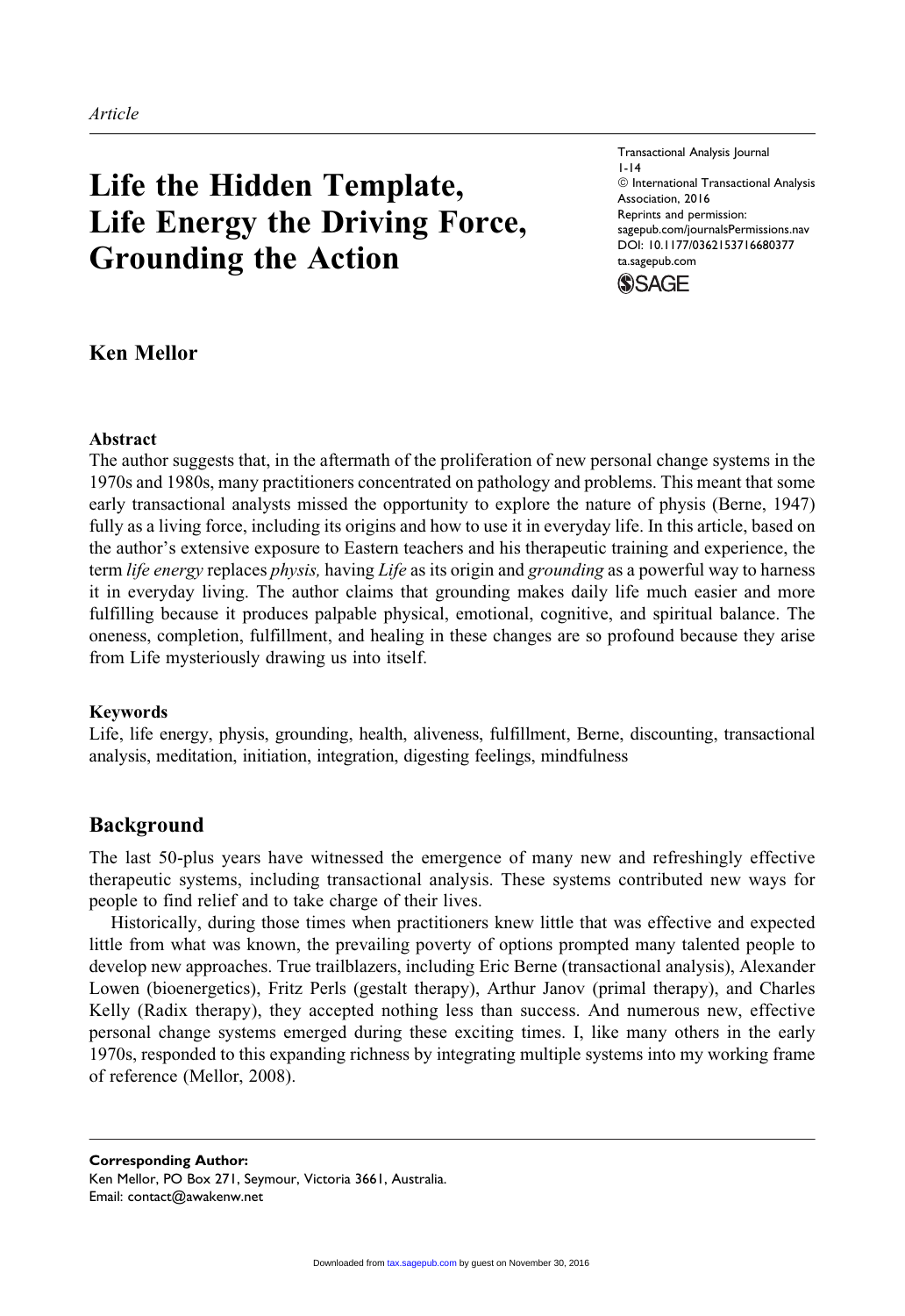*Article*

# Life the Hidden Template, Life Energy the Driving Force, Grounding the Action

Transactional Analysis Journal
1-14
© International Transactional Analysis Association, 2016
Reprints and permission: sagepub.com/journalsPermissions.nav
DOI: 10.1177/0362153716680377
ta.sagepub.com

**Ken Mellor**

### Abstract

The author suggests that, in the aftermath of the proliferation of new personal change systems in the 1970s and 1980s, many practitioners concentrated on pathology and problems. This meant that some early transactional analysts missed the opportunity to explore the nature of physis (Berne, 1947) fully as a living force, including its origins and how to use it in everyday life. In this article, based on the author's extensive exposure to Eastern teachers and his therapeutic training and experience, the term *life energy* replaces *physis,* having *Life* as its origin and *grounding* as a powerful way to harness it in everyday living. The author claims that grounding makes daily life much easier and more fulfilling because it produces palpable physical, emotional, cognitive, and spiritual balance. The oneness, completion, fulfillment, and healing in these changes are so profound because they arise from Life mysteriously drawing us into itself.

### Keywords

Life, life energy, physis, grounding, health, aliveness, fulfillment, Berne, discounting, transactional analysis, meditation, initiation, integration, digesting feelings, mindfulness

## Background

The last 50-plus years have witnessed the emergence of many new and refreshingly effective therapeutic systems, including transactional analysis. These systems contributed new ways for people to find relief and to take charge of their lives.

Historically, during those times when practitioners knew little that was effective and expected little from what was known, the prevailing poverty of options prompted many talented people to develop new approaches. True trailblazers, including Eric Berne (transactional analysis), Alexander Lowen (bioenergetics), Fritz Perls (gestalt therapy), Arthur Janov (primal therapy), and Charles Kelly (Radix therapy), they accepted nothing less than success. And numerous new, effective personal change systems emerged during these exciting times. I, like many others in the early 1970s, responded to this expanding richness by integrating multiple systems into my working frame of reference (Mellor, 2008).

**Corresponding Author:**
Ken Mellor, PO Box 271, Seymour, Victoria 3661, Australia.
Email: contact@awakenw.net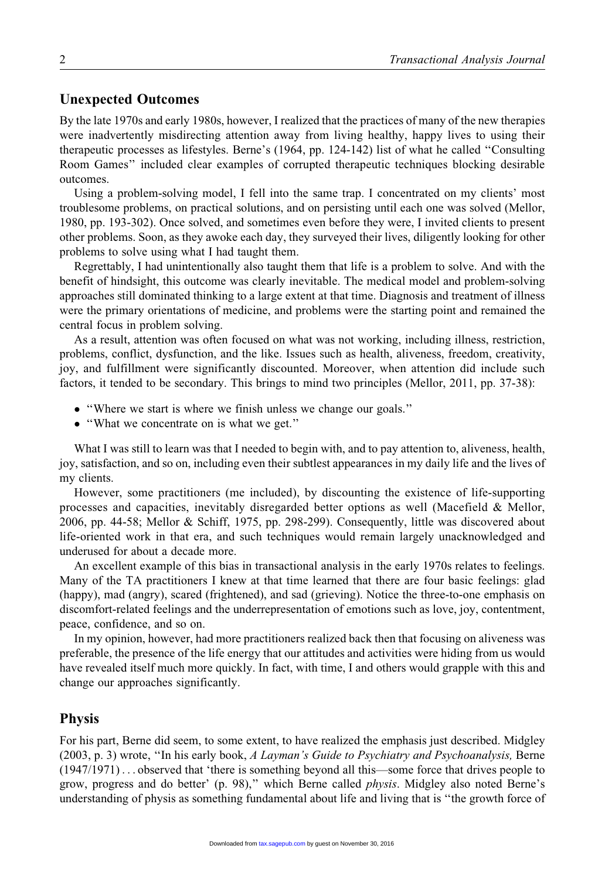## Unexpected Outcomes

By the late 1970s and early 1980s, however, I realized that the practices of many of the new therapies were inadvertently misdirecting attention away from living healthy, happy lives to using their therapeutic processes as lifestyles. Berne's (1964, pp. 124-142) list of what he called "Consulting Room Games" included clear examples of corrupted therapeutic techniques blocking desirable outcomes.

Using a problem-solving model, I fell into the same trap. I concentrated on my clients' most troublesome problems, on practical solutions, and on persisting until each one was solved (Mellor, 1980, pp. 193-302). Once solved, and sometimes even before they were, I invited clients to present other problems. Soon, as they awoke each day, they surveyed their lives, diligently looking for other problems to solve using what I had taught them.

Regrettably, I had unintentionally also taught them that life is a problem to solve. And with the benefit of hindsight, this outcome was clearly inevitable. The medical model and problem-solving approaches still dominated thinking to a large extent at that time. Diagnosis and treatment of illness were the primary orientations of medicine, and problems were the starting point and remained the central focus in problem solving.

As a result, attention was often focused on what was not working, including illness, restriction, problems, conflict, dysfunction, and the like. Issues such as health, aliveness, freedom, creativity, joy, and fulfillment were significantly discounted. Moreover, when attention did include such factors, it tended to be secondary. This brings to mind two principles (Mellor, 2011, pp. 37-38):

- "Where we start is where we finish unless we change our goals."
- "What we concentrate on is what we get."

What I was still to learn was that I needed to begin with, and to pay attention to, aliveness, health, joy, satisfaction, and so on, including even their subtlest appearances in my daily life and the lives of my clients.

However, some practitioners (me included), by discounting the existence of life-supporting processes and capacities, inevitably disregarded better options as well (Macefield & Mellor, 2006, pp. 44-58; Mellor & Schiff, 1975, pp. 298-299). Consequently, little was discovered about life-oriented work in that era, and such techniques would remain largely unacknowledged and underused for about a decade more.

An excellent example of this bias in transactional analysis in the early 1970s relates to feelings. Many of the TA practitioners I knew at that time learned that there are four basic feelings: glad (happy), mad (angry), scared (frightened), and sad (grieving). Notice the three-to-one emphasis on discomfort-related feelings and the underrepresentation of emotions such as love, joy, contentment, peace, confidence, and so on.

In my opinion, however, had more practitioners realized back then that focusing on aliveness was preferable, the presence of the life energy that our attitudes and activities were hiding from us would have revealed itself much more quickly. In fact, with time, I and others would grapple with this and change our approaches significantly.

## Physis

For his part, Berne did seem, to some extent, to have realized the emphasis just described. Midgley (2003, p. 3) wrote, "In his early book, *A Layman's Guide to Psychiatry and Psychoanalysis,* Berne (1947/1971) . . . observed that 'there is something beyond all this—some force that drives people to grow, progress and do better' (p. 98)," which Berne called *physis*. Midgley also noted Berne's understanding of physis as something fundamental about life and living that is "the growth force of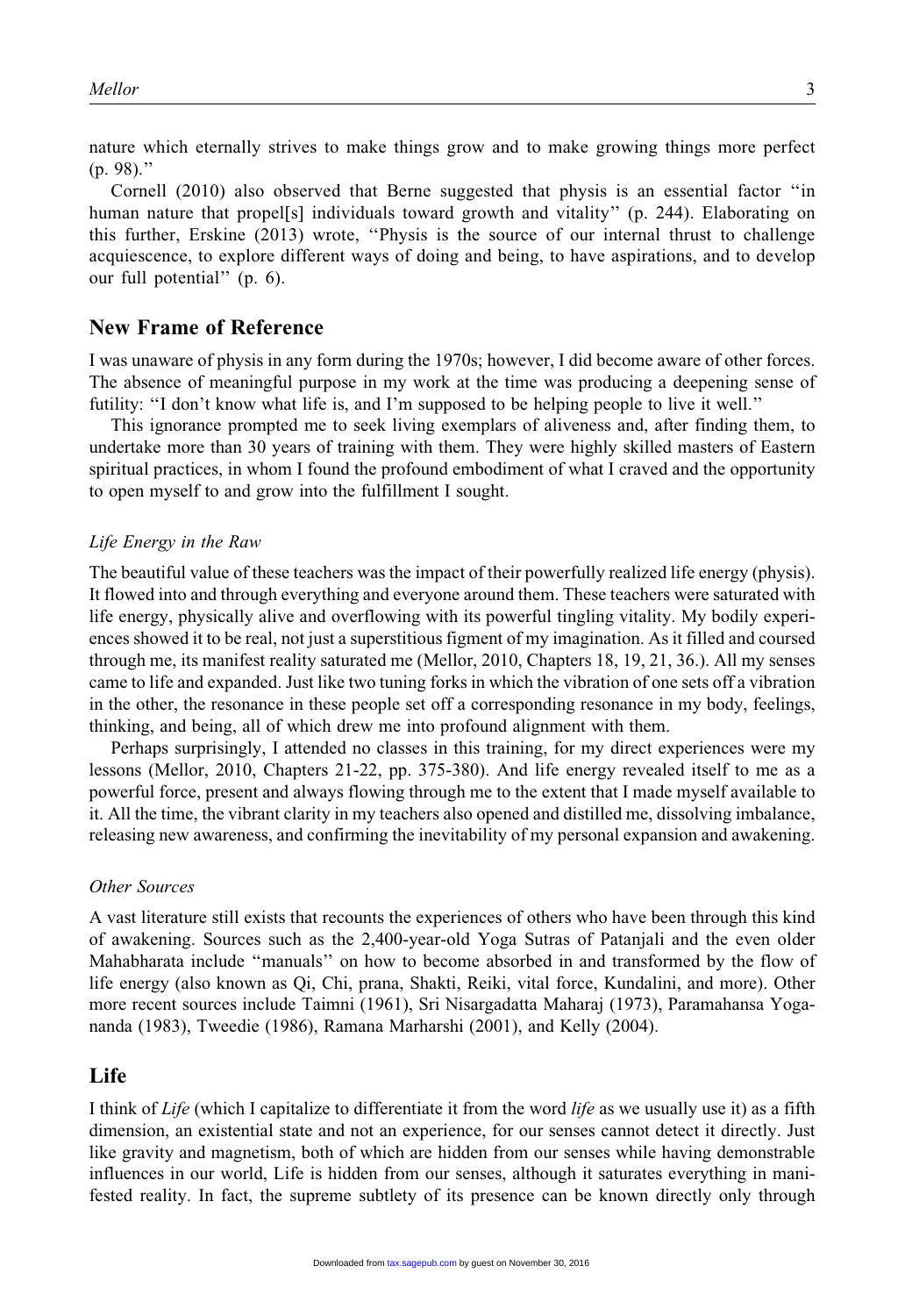nature which eternally strives to make things grow and to make growing things more perfect (p. 98).''

Cornell (2010) also observed that Berne suggested that physis is an essential factor ''in human nature that propel[s] individuals toward growth and vitality'' (p. 244). Elaborating on this further, Erskine (2013) wrote, ''Physis is the source of our internal thrust to challenge acquiescence, to explore different ways of doing and being, to have aspirations, and to develop our full potential'' (p. 6).

## New Frame of Reference

I was unaware of physis in any form during the 1970s; however, I did become aware of other forces. The absence of meaningful purpose in my work at the time was producing a deepening sense of futility: ''I don't know what life is, and I'm supposed to be helping people to live it well.''

This ignorance prompted me to seek living exemplars of aliveness and, after finding them, to undertake more than 30 years of training with them. They were highly skilled masters of Eastern spiritual practices, in whom I found the profound embodiment of what I craved and the opportunity to open myself to and grow into the fulfillment I sought.

### *Life Energy in the Raw*

The beautiful value of these teachers was the impact of their powerfully realized life energy (physis). It flowed into and through everything and everyone around them. These teachers were saturated with life energy, physically alive and overflowing with its powerful tingling vitality. My bodily experiences showed it to be real, not just a superstitious figment of my imagination. As it filled and coursed through me, its manifest reality saturated me (Mellor, 2010, Chapters 18, 19, 21, 36.). All my senses came to life and expanded. Just like two tuning forks in which the vibration of one sets off a vibration in the other, the resonance in these people set off a corresponding resonance in my body, feelings, thinking, and being, all of which drew me into profound alignment with them.

Perhaps surprisingly, I attended no classes in this training, for my direct experiences were my lessons (Mellor, 2010, Chapters 21-22, pp. 375-380). And life energy revealed itself to me as a powerful force, present and always flowing through me to the extent that I made myself available to it. All the time, the vibrant clarity in my teachers also opened and distilled me, dissolving imbalance, releasing new awareness, and confirming the inevitability of my personal expansion and awakening.

### *Other Sources*

A vast literature still exists that recounts the experiences of others who have been through this kind of awakening. Sources such as the 2,400-year-old Yoga Sutras of Patanjali and the even older Mahabharata include ''manuals'' on how to become absorbed in and transformed by the flow of life energy (also known as Qi, Chi, prana, Shakti, Reiki, vital force, Kundalini, and more). Other more recent sources include Taimni (1961), Sri Nisargadatta Maharaj (1973), Paramahansa Yogananda (1983), Tweedie (1986), Ramana Marharshi (2001), and Kelly (2004).

## Life

I think of *Life* (which I capitalize to differentiate it from the word *life* as we usually use it) as a fifth dimension, an existential state and not an experience, for our senses cannot detect it directly. Just like gravity and magnetism, both of which are hidden from our senses while having demonstrable influences in our world, Life is hidden from our senses, although it saturates everything in manifested reality. In fact, the supreme subtlety of its presence can be known directly only through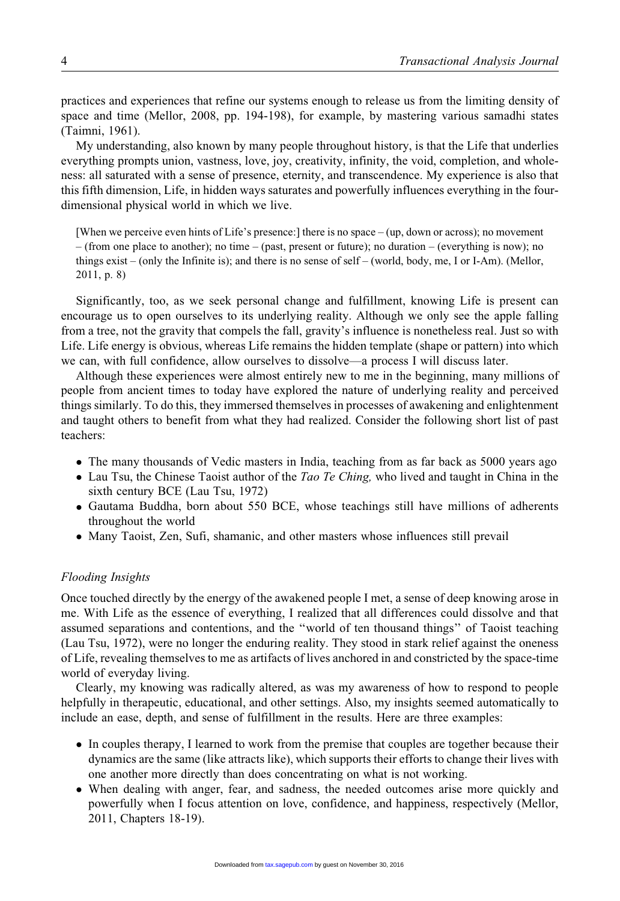practices and experiences that refine our systems enough to release us from the limiting density of space and time (Mellor, 2008, pp. 194-198), for example, by mastering various samadhi states (Taimni, 1961).

My understanding, also known by many people throughout history, is that the Life that underlies everything prompts union, vastness, love, joy, creativity, infinity, the void, completion, and wholeness: all saturated with a sense of presence, eternity, and transcendence. My experience is also that this fifth dimension, Life, in hidden ways saturates and powerfully influences everything in the four-dimensional physical world in which we live.

> [When we perceive even hints of Life's presence:] there is no space – (up, down or across); no movement – (from one place to another); no time – (past, present or future); no duration – (everything is now); no things exist – (only the Infinite is); and there is no sense of self – (world, body, me, I or I-Am). (Mellor, 2011, p. 8)

Significantly, too, as we seek personal change and fulfillment, knowing Life is present can encourage us to open ourselves to its underlying reality. Although we only see the apple falling from a tree, not the gravity that compels the fall, gravity's influence is nonetheless real. Just so with Life. Life energy is obvious, whereas Life remains the hidden template (shape or pattern) into which we can, with full confidence, allow ourselves to dissolve—a process I will discuss later.

Although these experiences were almost entirely new to me in the beginning, many millions of people from ancient times to today have explored the nature of underlying reality and perceived things similarly. To do this, they immersed themselves in processes of awakening and enlightenment and taught others to benefit from what they had realized. Consider the following short list of past teachers:

- The many thousands of Vedic masters in India, teaching from as far back as 5000 years ago
- Lau Tsu, the Chinese Taoist author of the *Tao Te Ching,* who lived and taught in China in the sixth century BCE (Lau Tsu, 1972)
- Gautama Buddha, born about 550 BCE, whose teachings still have millions of adherents throughout the world
- Many Taoist, Zen, Sufi, shamanic, and other masters whose influences still prevail

### *Flooding Insights*

Once touched directly by the energy of the awakened people I met, a sense of deep knowing arose in me. With Life as the essence of everything, I realized that all differences could dissolve and that assumed separations and contentions, and the "world of ten thousand things" of Taoist teaching (Lau Tsu, 1972), were no longer the enduring reality. They stood in stark relief against the oneness of Life, revealing themselves to me as artifacts of lives anchored in and constricted by the space-time world of everyday living.

Clearly, my knowing was radically altered, as was my awareness of how to respond to people helpfully in therapeutic, educational, and other settings. Also, my insights seemed automatically to include an ease, depth, and sense of fulfillment in the results. Here are three examples:

- In couples therapy, I learned to work from the premise that couples are together because their dynamics are the same (like attracts like), which supports their efforts to change their lives with one another more directly than does concentrating on what is not working.
- When dealing with anger, fear, and sadness, the needed outcomes arise more quickly and powerfully when I focus attention on love, confidence, and happiness, respectively (Mellor, 2011, Chapters 18-19).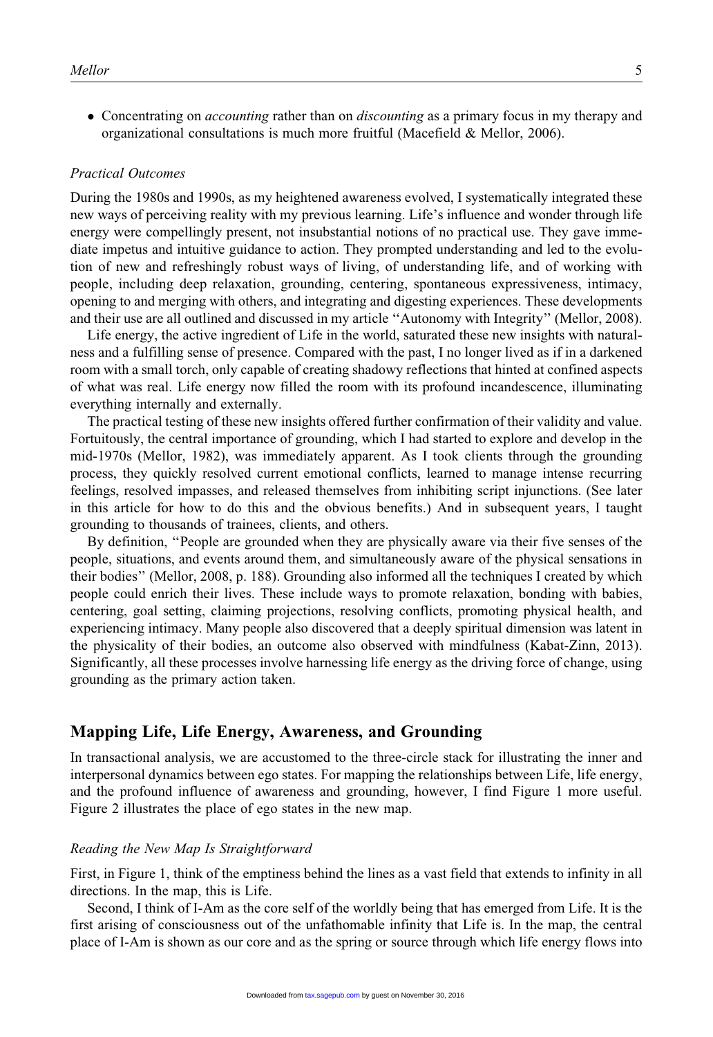- Concentrating on *accounting* rather than on *discounting* as a primary focus in my therapy and organizational consultations is much more fruitful (Macefield & Mellor, 2006).

### *Practical Outcomes*

During the 1980s and 1990s, as my heightened awareness evolved, I systematically integrated these new ways of perceiving reality with my previous learning. Life's influence and wonder through life energy were compellingly present, not insubstantial notions of no practical use. They gave immediate impetus and intuitive guidance to action. They prompted understanding and led to the evolution of new and refreshingly robust ways of living, of understanding life, and of working with people, including deep relaxation, grounding, centering, spontaneous expressiveness, intimacy, opening to and merging with others, and integrating and digesting experiences. These developments and their use are all outlined and discussed in my article "Autonomy with Integrity" (Mellor, 2008).

Life energy, the active ingredient of Life in the world, saturated these new insights with naturalness and a fulfilling sense of presence. Compared with the past, I no longer lived as if in a darkened room with a small torch, only capable of creating shadowy reflections that hinted at confined aspects of what was real. Life energy now filled the room with its profound incandescence, illuminating everything internally and externally.

The practical testing of these new insights offered further confirmation of their validity and value. Fortuitously, the central importance of grounding, which I had started to explore and develop in the mid-1970s (Mellor, 1982), was immediately apparent. As I took clients through the grounding process, they quickly resolved current emotional conflicts, learned to manage intense recurring feelings, resolved impasses, and released themselves from inhibiting script injunctions. (See later in this article for how to do this and the obvious benefits.) And in subsequent years, I taught grounding to thousands of trainees, clients, and others.

By definition, "People are grounded when they are physically aware via their five senses of the people, situations, and events around them, and simultaneously aware of the physical sensations in their bodies" (Mellor, 2008, p. 188). Grounding also informed all the techniques I created by which people could enrich their lives. These include ways to promote relaxation, bonding with babies, centering, goal setting, claiming projections, resolving conflicts, promoting physical health, and experiencing intimacy. Many people also discovered that a deeply spiritual dimension was latent in the physicality of their bodies, an outcome also observed with mindfulness (Kabat-Zinn, 2013). Significantly, all these processes involve harnessing life energy as the driving force of change, using grounding as the primary action taken.

## Mapping Life, Life Energy, Awareness, and Grounding

In transactional analysis, we are accustomed to the three-circle stack for illustrating the inner and interpersonal dynamics between ego states. For mapping the relationships between Life, life energy, and the profound influence of awareness and grounding, however, I find Figure 1 more useful. Figure 2 illustrates the place of ego states in the new map.

### *Reading the New Map Is Straightforward*

First, in Figure 1, think of the emptiness behind the lines as a vast field that extends to infinity in all directions. In the map, this is Life.

Second, I think of I-Am as the core self of the worldly being that has emerged from Life. It is the first arising of consciousness out of the unfathomable infinity that Life is. In the map, the central place of I-Am is shown as our core and as the spring or source through which life energy flows into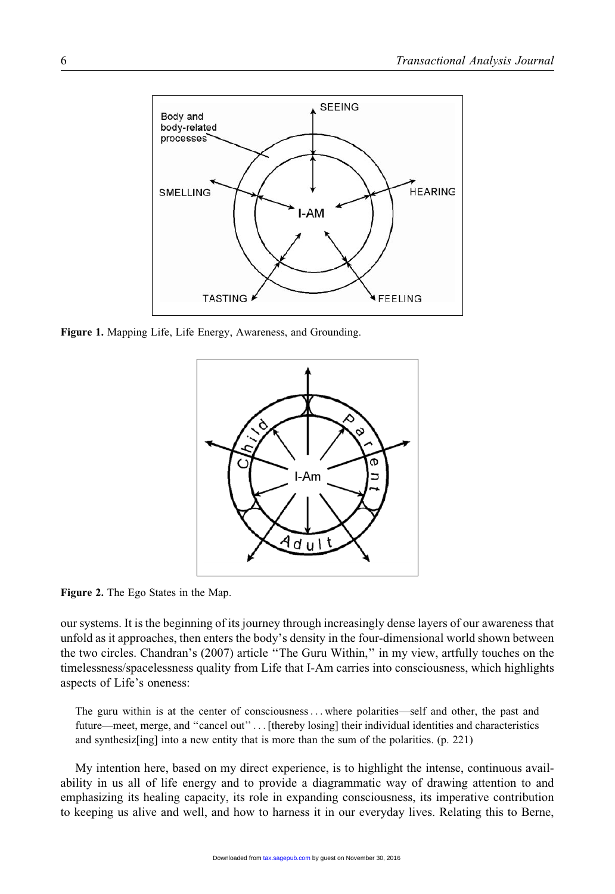Figure 1. Mapping Life, Life Energy, Awareness, and Grounding.

Figure 2. The Ego States in the Map.

our systems. It is the beginning of its journey through increasingly dense layers of our awareness that unfold as it approaches, then enters the body's density in the four-dimensional world shown between the two circles. Chandran's (2007) article "The Guru Within," in my view, artfully touches on the timelessness/spacelessness quality from Life that I-Am carries into consciousness, which highlights aspects of Life's oneness:

> The guru within is at the center of consciousness . . . where polarities—self and other, the past and future—meet, merge, and "cancel out" . . . [thereby losing] their individual identities and characteristics and synthesiz[ing] into a new entity that is more than the sum of the polarities. (p. 221)

My intention here, based on my direct experience, is to highlight the intense, continuous availability in us all of life energy and to provide a diagrammatic way of drawing attention to and emphasizing its healing capacity, its role in expanding consciousness, its imperative contribution to keeping us alive and well, and how to harness it in our everyday lives. Relating this to Berne,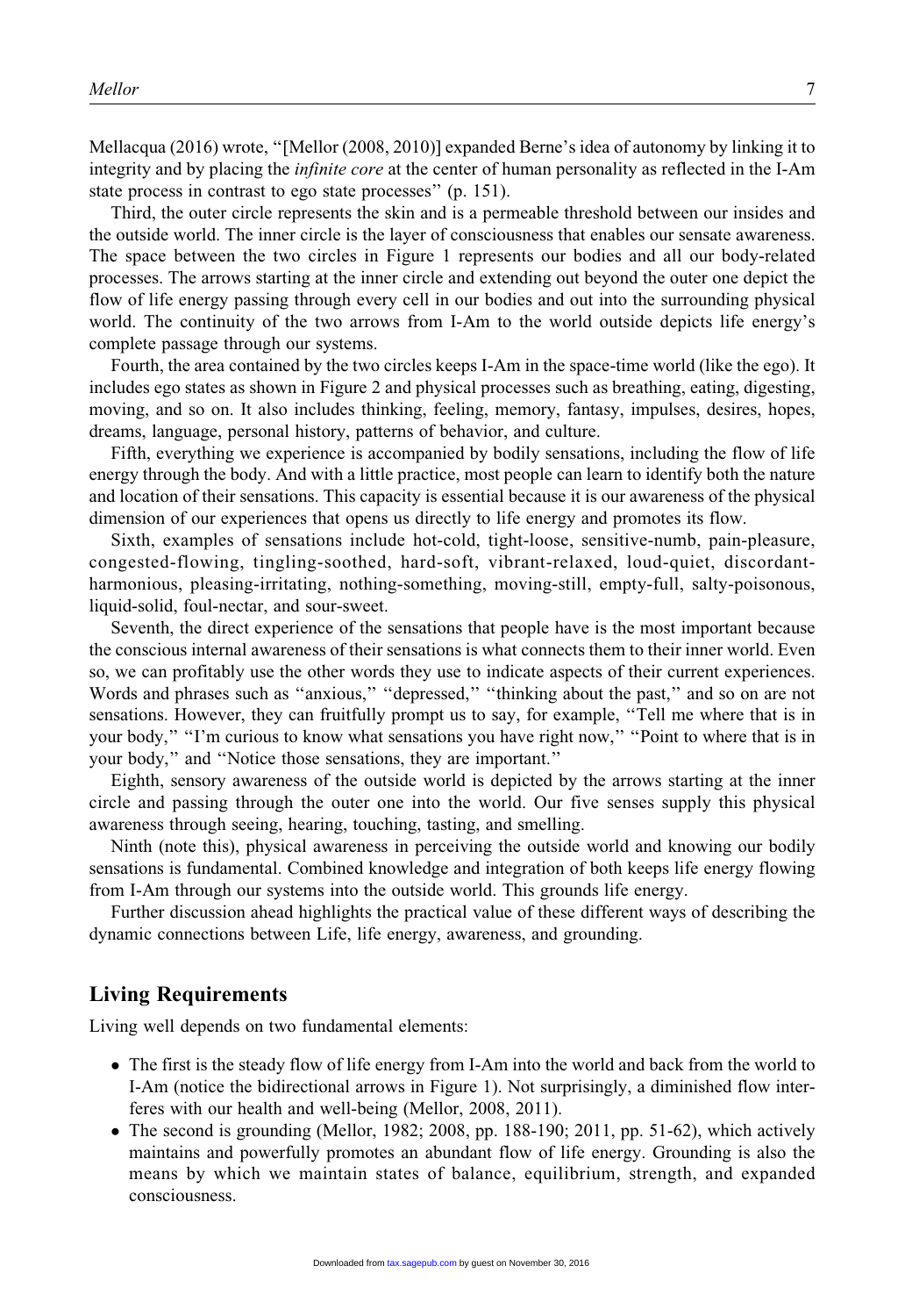Mellacqua (2016) wrote, "[Mellor (2008, 2010)] expanded Berne's idea of autonomy by linking it to integrity and by placing the *infinite core* at the center of human personality as reflected in the I-Am state process in contrast to ego state processes" (p. 151).

Third, the outer circle represents the skin and is a permeable threshold between our insides and the outside world. The inner circle is the layer of consciousness that enables our sensate awareness. The space between the two circles in Figure 1 represents our bodies and all our body-related processes. The arrows starting at the inner circle and extending out beyond the outer one depict the flow of life energy passing through every cell in our bodies and out into the surrounding physical world. The continuity of the two arrows from I-Am to the world outside depicts life energy's complete passage through our systems.

Fourth, the area contained by the two circles keeps I-Am in the space-time world (like the ego). It includes ego states as shown in Figure 2 and physical processes such as breathing, eating, digesting, moving, and so on. It also includes thinking, feeling, memory, fantasy, impulses, desires, hopes, dreams, language, personal history, patterns of behavior, and culture.

Fifth, everything we experience is accompanied by bodily sensations, including the flow of life energy through the body. And with a little practice, most people can learn to identify both the nature and location of their sensations. This capacity is essential because it is our awareness of the physical dimension of our experiences that opens us directly to life energy and promotes its flow.

Sixth, examples of sensations include hot-cold, tight-loose, sensitive-numb, pain-pleasure, congested-flowing, tingling-soothed, hard-soft, vibrant-relaxed, loud-quiet, discordant-harmonious, pleasing-irritating, nothing-something, moving-still, empty-full, salty-poisonous, liquid-solid, foul-nectar, and sour-sweet.

Seventh, the direct experience of the sensations that people have is the most important because the conscious internal awareness of their sensations is what connects them to their inner world. Even so, we can profitably use the other words they use to indicate aspects of their current experiences. Words and phrases such as "anxious," "depressed," "thinking about the past," and so on are not sensations. However, they can fruitfully prompt us to say, for example, "Tell me where that is in your body," "I'm curious to know what sensations you have right now," "Point to where that is in your body," and "Notice those sensations, they are important."

Eighth, sensory awareness of the outside world is depicted by the arrows starting at the inner circle and passing through the outer one into the world. Our five senses supply this physical awareness through seeing, hearing, touching, tasting, and smelling.

Ninth (note this), physical awareness in perceiving the outside world and knowing our bodily sensations is fundamental. Combined knowledge and integration of both keeps life energy flowing from I-Am through our systems into the outside world. This grounds life energy.

Further discussion ahead highlights the practical value of these different ways of describing the dynamic connections between Life, life energy, awareness, and grounding.

## Living Requirements

Living well depends on two fundamental elements:

- The first is the steady flow of life energy from I-Am into the world and back from the world to I-Am (notice the bidirectional arrows in Figure 1). Not surprisingly, a diminished flow interferes with our health and well-being (Mellor, 2008, 2011).
- The second is grounding (Mellor, 1982; 2008, pp. 188-190; 2011, pp. 51-62), which actively maintains and powerfully promotes an abundant flow of life energy. Grounding is also the means by which we maintain states of balance, equilibrium, strength, and expanded consciousness.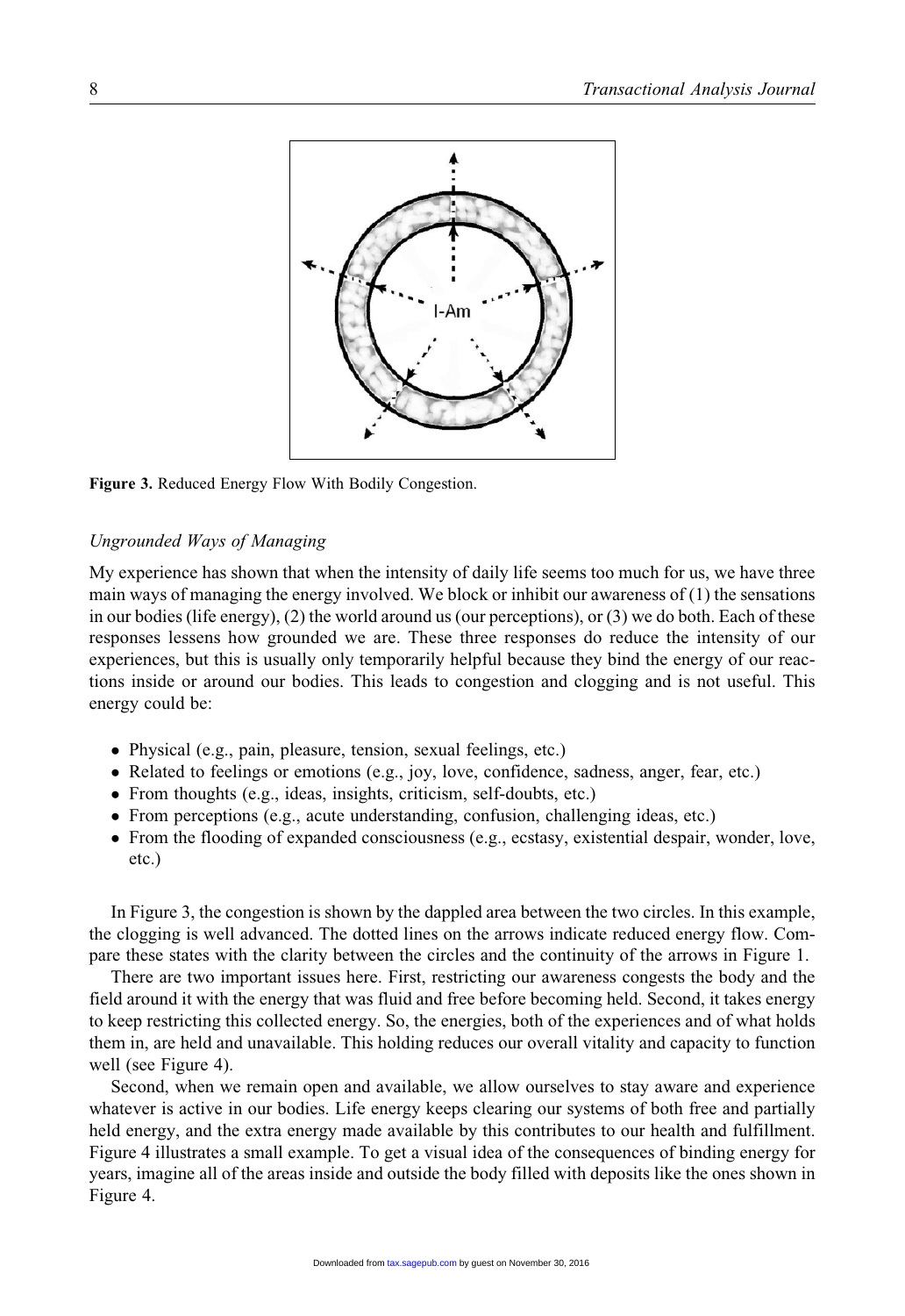Figure 3. Reduced Energy Flow With Bodily Congestion.

### *Ungrounded Ways of Managing*

My experience has shown that when the intensity of daily life seems too much for us, we have three main ways of managing the energy involved. We block or inhibit our awareness of (1) the sensations in our bodies (life energy), (2) the world around us (our perceptions), or (3) we do both. Each of these responses lessens how grounded we are. These three responses do reduce the intensity of our experiences, but this is usually only temporarily helpful because they bind the energy of our reactions inside or around our bodies. This leads to congestion and clogging and is not useful. This energy could be:

- Physical (e.g., pain, pleasure, tension, sexual feelings, etc.)
- Related to feelings or emotions (e.g., joy, love, confidence, sadness, anger, fear, etc.)
- From thoughts (e.g., ideas, insights, criticism, self-doubts, etc.)
- From perceptions (e.g., acute understanding, confusion, challenging ideas, etc.)
- From the flooding of expanded consciousness (e.g., ecstasy, existential despair, wonder, love, etc.)

In Figure 3, the congestion is shown by the dappled area between the two circles. In this example, the clogging is well advanced. The dotted lines on the arrows indicate reduced energy flow. Compare these states with the clarity between the circles and the continuity of the arrows in Figure 1.

There are two important issues here. First, restricting our awareness congests the body and the field around it with the energy that was fluid and free before becoming held. Second, it takes energy to keep restricting this collected energy. So, the energies, both of the experiences and of what holds them in, are held and unavailable. This holding reduces our overall vitality and capacity to function well (see Figure 4).

Second, when we remain open and available, we allow ourselves to stay aware and experience whatever is active in our bodies. Life energy keeps clearing our systems of both free and partially held energy, and the extra energy made available by this contributes to our health and fulfillment. Figure 4 illustrates a small example. To get a visual idea of the consequences of binding energy for years, imagine all of the areas inside and outside the body filled with deposits like the ones shown in Figure 4.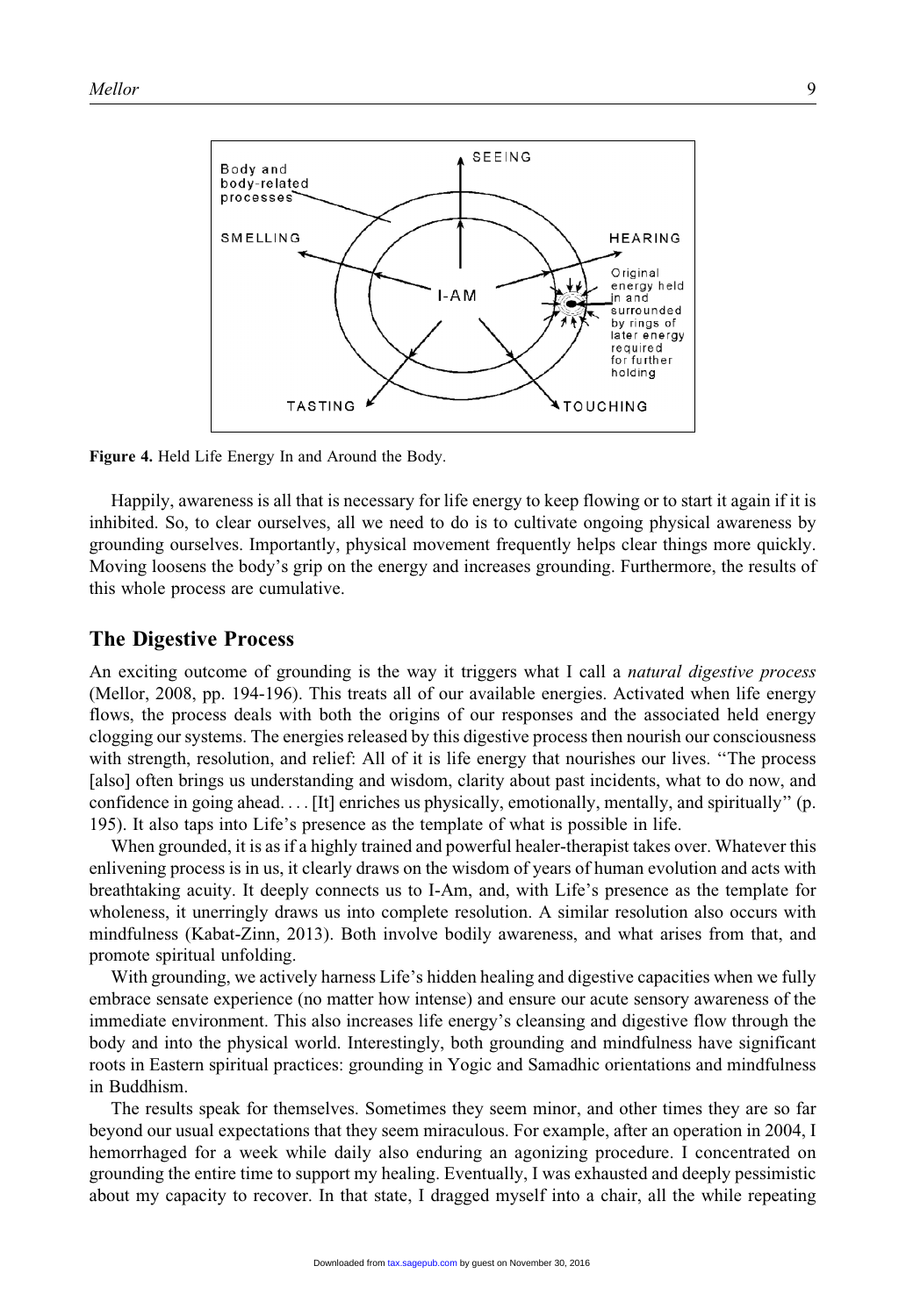SEEING

Body and body-related processes

SMELLING

HEARING

I-AM

Original energy held in and surrounded by rings of later energy required for further holding

TASTING

TOUCHING

**Figure 4.** Held Life Energy In and Around the Body.

Happily, awareness is all that is necessary for life energy to keep flowing or to start it again if it is inhibited. So, to clear ourselves, all we need to do is to cultivate ongoing physical awareness by grounding ourselves. Importantly, physical movement frequently helps clear things more quickly. Moving loosens the body's grip on the energy and increases grounding. Furthermore, the results of this whole process are cumulative.

## The Digestive Process

An exciting outcome of grounding is the way it triggers what I call a *natural digestive process* (Mellor, 2008, pp. 194-196). This treats all of our available energies. Activated when life energy flows, the process deals with both the origins of our responses and the associated held energy clogging our systems. The energies released by this digestive process then nourish our consciousness with strength, resolution, and relief: All of it is life energy that nourishes our lives. "The process [also] often brings us understanding and wisdom, clarity about past incidents, what to do now, and confidence in going ahead. . . . [It] enriches us physically, emotionally, mentally, and spiritually" (p. 195). It also taps into Life's presence as the template of what is possible in life.

When grounded, it is as if a highly trained and powerful healer-therapist takes over. Whatever this enlivening process is in us, it clearly draws on the wisdom of years of human evolution and acts with breathtaking acuity. It deeply connects us to I-Am, and, with Life's presence as the template for wholeness, it unerringly draws us into complete resolution. A similar resolution also occurs with mindfulness (Kabat-Zinn, 2013). Both involve bodily awareness, and what arises from that, and promote spiritual unfolding.

With grounding, we actively harness Life's hidden healing and digestive capacities when we fully embrace sensate experience (no matter how intense) and ensure our acute sensory awareness of the immediate environment. This also increases life energy's cleansing and digestive flow through the body and into the physical world. Interestingly, both grounding and mindfulness have significant roots in Eastern spiritual practices: grounding in Yogic and Samadhic orientations and mindfulness in Buddhism.

The results speak for themselves. Sometimes they seem minor, and other times they are so far beyond our usual expectations that they seem miraculous. For example, after an operation in 2004, I hemorrhaged for a week while daily also enduring an agonizing procedure. I concentrated on grounding the entire time to support my healing. Eventually, I was exhausted and deeply pessimistic about my capacity to recover. In that state, I dragged myself into a chair, all the while repeating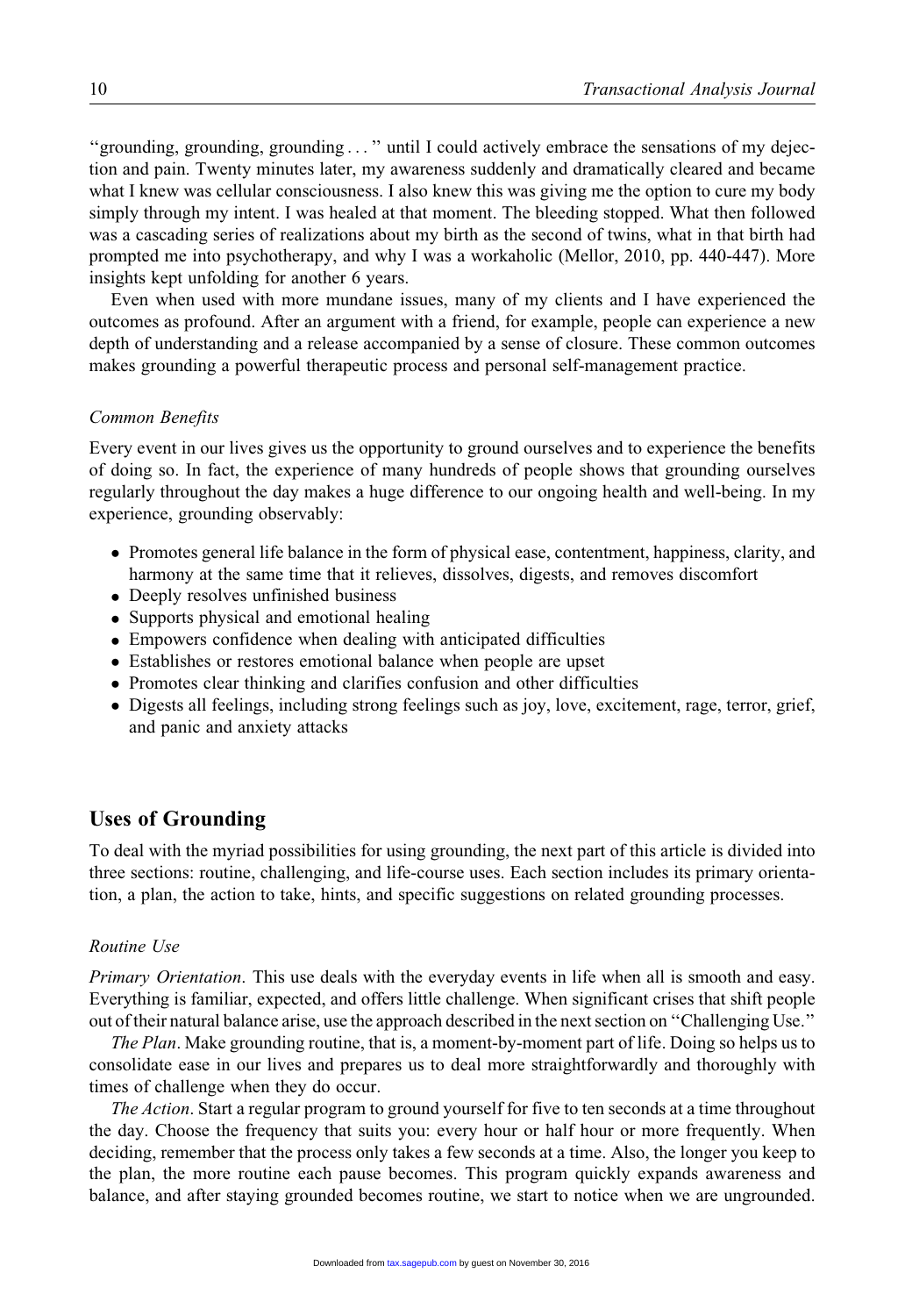"grounding, grounding, grounding . . . " until I could actively embrace the sensations of my dejection and pain. Twenty minutes later, my awareness suddenly and dramatically cleared and became what I knew was cellular consciousness. I also knew this was giving me the option to cure my body simply through my intent. I was healed at that moment. The bleeding stopped. What then followed was a cascading series of realizations about my birth as the second of twins, what in that birth had prompted me into psychotherapy, and why I was a workaholic (Mellor, 2010, pp. 440-447). More insights kept unfolding for another 6 years.

Even when used with more mundane issues, many of my clients and I have experienced the outcomes as profound. After an argument with a friend, for example, people can experience a new depth of understanding and a release accompanied by a sense of closure. These common outcomes makes grounding a powerful therapeutic process and personal self-management practice.

### *Common Benefits*

Every event in our lives gives us the opportunity to ground ourselves and to experience the benefits of doing so. In fact, the experience of many hundreds of people shows that grounding ourselves regularly throughout the day makes a huge difference to our ongoing health and well-being. In my experience, grounding observably:

- Promotes general life balance in the form of physical ease, contentment, happiness, clarity, and harmony at the same time that it relieves, dissolves, digests, and removes discomfort
- Deeply resolves unfinished business
- Supports physical and emotional healing
- Empowers confidence when dealing with anticipated difficulties
- Establishes or restores emotional balance when people are upset
- Promotes clear thinking and clarifies confusion and other difficulties
- Digests all feelings, including strong feelings such as joy, love, excitement, rage, terror, grief, and panic and anxiety attacks

## Uses of Grounding

To deal with the myriad possibilities for using grounding, the next part of this article is divided into three sections: routine, challenging, and life-course uses. Each section includes its primary orientation, a plan, the action to take, hints, and specific suggestions on related grounding processes.

### *Routine Use*

*Primary Orientation*. This use deals with the everyday events in life when all is smooth and easy. Everything is familiar, expected, and offers little challenge. When significant crises that shift people out of their natural balance arise, use the approach described in the next section on "Challenging Use."

*The Plan*. Make grounding routine, that is, a moment-by-moment part of life. Doing so helps us to consolidate ease in our lives and prepares us to deal more straightforwardly and thoroughly with times of challenge when they do occur.

*The Action*. Start a regular program to ground yourself for five to ten seconds at a time throughout the day. Choose the frequency that suits you: every hour or half hour or more frequently. When deciding, remember that the process only takes a few seconds at a time. Also, the longer you keep to the plan, the more routine each pause becomes. This program quickly expands awareness and balance, and after staying grounded becomes routine, we start to notice when we are ungrounded.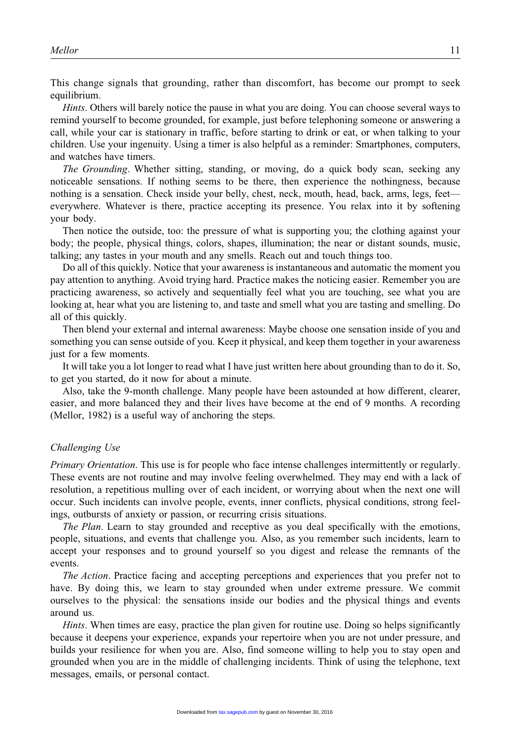This change signals that grounding, rather than discomfort, has become our prompt to seek equilibrium.

*Hints*. Others will barely notice the pause in what you are doing. You can choose several ways to remind yourself to become grounded, for example, just before telephoning someone or answering a call, while your car is stationary in traffic, before starting to drink or eat, or when talking to your children. Use your ingenuity. Using a timer is also helpful as a reminder: Smartphones, computers, and watches have timers.

*The Grounding*. Whether sitting, standing, or moving, do a quick body scan, seeking any noticeable sensations. If nothing seems to be there, then experience the nothingness, because nothing is a sensation. Check inside your belly, chest, neck, mouth, head, back, arms, legs, feet—everywhere. Whatever is there, practice accepting its presence. You relax into it by softening your body.

Then notice the outside, too: the pressure of what is supporting you; the clothing against your body; the people, physical things, colors, shapes, illumination; the near or distant sounds, music, talking; any tastes in your mouth and any smells. Reach out and touch things too.

Do all of this quickly. Notice that your awareness is instantaneous and automatic the moment you pay attention to anything. Avoid trying hard. Practice makes the noticing easier. Remember you are practicing awareness, so actively and sequentially feel what you are touching, see what you are looking at, hear what you are listening to, and taste and smell what you are tasting and smelling. Do all of this quickly.

Then blend your external and internal awareness: Maybe choose one sensation inside of you and something you can sense outside of you. Keep it physical, and keep them together in your awareness just for a few moments.

It will take you a lot longer to read what I have just written here about grounding than to do it. So, to get you started, do it now for about a minute.

Also, take the 9-month challenge. Many people have been astounded at how different, clearer, easier, and more balanced they and their lives have become at the end of 9 months. A recording (Mellor, 1982) is a useful way of anchoring the steps.

### *Challenging Use*

*Primary Orientation*. This use is for people who face intense challenges intermittently or regularly. These events are not routine and may involve feeling overwhelmed. They may end with a lack of resolution, a repetitious mulling over of each incident, or worrying about when the next one will occur. Such incidents can involve people, events, inner conflicts, physical conditions, strong feelings, outbursts of anxiety or passion, or recurring crisis situations.

*The Plan*. Learn to stay grounded and receptive as you deal specifically with the emotions, people, situations, and events that challenge you. Also, as you remember such incidents, learn to accept your responses and to ground yourself so you digest and release the remnants of the events.

*The Action*. Practice facing and accepting perceptions and experiences that you prefer not to have. By doing this, we learn to stay grounded when under extreme pressure. We commit ourselves to the physical: the sensations inside our bodies and the physical things and events around us.

*Hints*. When times are easy, practice the plan given for routine use. Doing so helps significantly because it deepens your experience, expands your repertoire when you are not under pressure, and builds your resilience for when you are. Also, find someone willing to help you to stay open and grounded when you are in the middle of challenging incidents. Think of using the telephone, text messages, emails, or personal contact.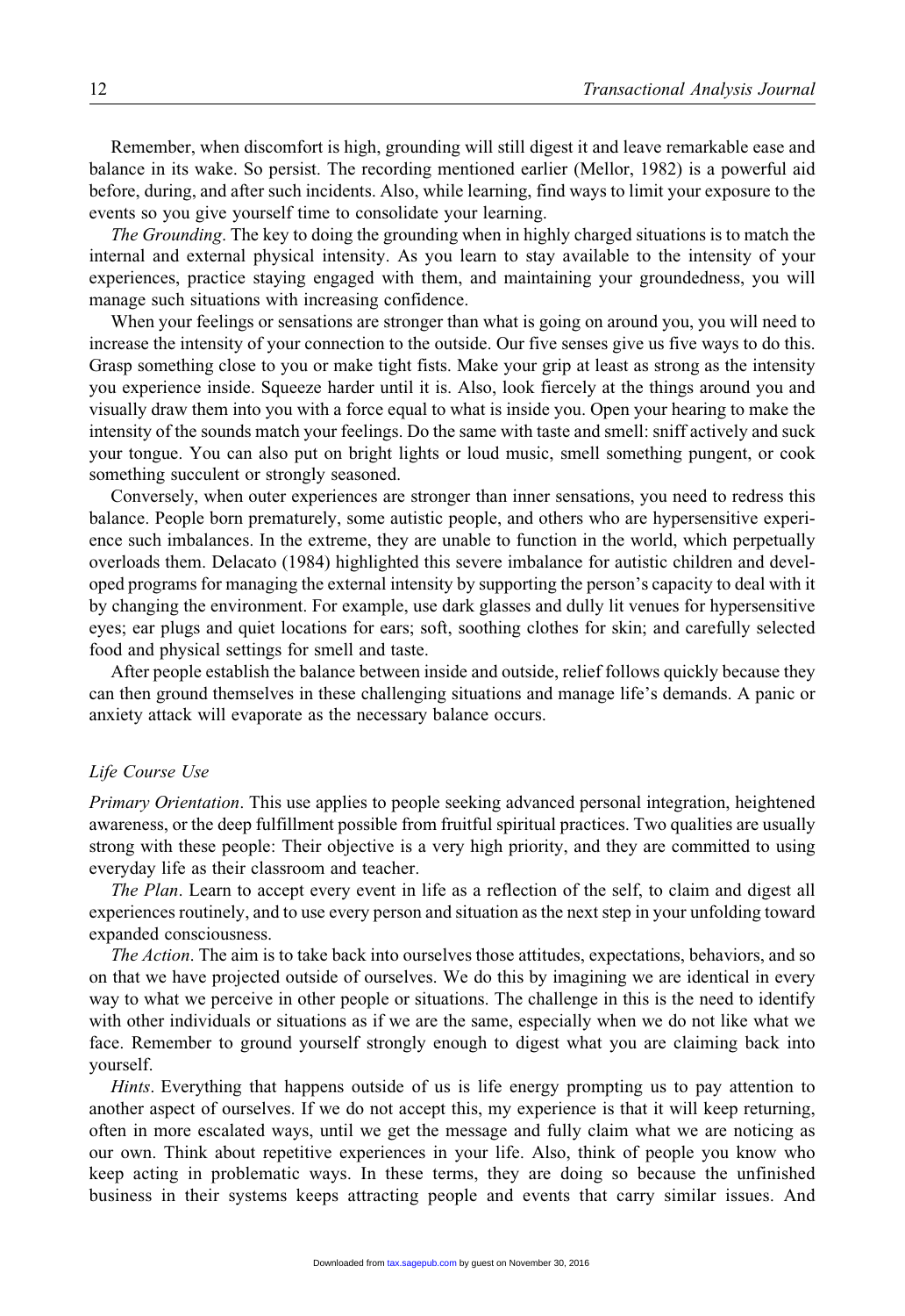Remember, when discomfort is high, grounding will still digest it and leave remarkable ease and balance in its wake. So persist. The recording mentioned earlier (Mellor, 1982) is a powerful aid before, during, and after such incidents. Also, while learning, find ways to limit your exposure to the events so you give yourself time to consolidate your learning.

*The Grounding*. The key to doing the grounding when in highly charged situations is to match the internal and external physical intensity. As you learn to stay available to the intensity of your experiences, practice staying engaged with them, and maintaining your groundedness, you will manage such situations with increasing confidence.

When your feelings or sensations are stronger than what is going on around you, you will need to increase the intensity of your connection to the outside. Our five senses give us five ways to do this. Grasp something close to you or make tight fists. Make your grip at least as strong as the intensity you experience inside. Squeeze harder until it is. Also, look fiercely at the things around you and visually draw them into you with a force equal to what is inside you. Open your hearing to make the intensity of the sounds match your feelings. Do the same with taste and smell: sniff actively and suck your tongue. You can also put on bright lights or loud music, smell something pungent, or cook something succulent or strongly seasoned.

Conversely, when outer experiences are stronger than inner sensations, you need to redress this balance. People born prematurely, some autistic people, and others who are hypersensitive experience such imbalances. In the extreme, they are unable to function in the world, which perpetually overloads them. Delacato (1984) highlighted this severe imbalance for autistic children and developed programs for managing the external intensity by supporting the person's capacity to deal with it by changing the environment. For example, use dark glasses and dully lit venues for hypersensitive eyes; ear plugs and quiet locations for ears; soft, soothing clothes for skin; and carefully selected food and physical settings for smell and taste.

After people establish the balance between inside and outside, relief follows quickly because they can then ground themselves in these challenging situations and manage life's demands. A panic or anxiety attack will evaporate as the necessary balance occurs.

### *Life Course Use*

*Primary Orientation*. This use applies to people seeking advanced personal integration, heightened awareness, or the deep fulfillment possible from fruitful spiritual practices. Two qualities are usually strong with these people: Their objective is a very high priority, and they are committed to using everyday life as their classroom and teacher.

*The Plan*. Learn to accept every event in life as a reflection of the self, to claim and digest all experiences routinely, and to use every person and situation as the next step in your unfolding toward expanded consciousness.

*The Action*. The aim is to take back into ourselves those attitudes, expectations, behaviors, and so on that we have projected outside of ourselves. We do this by imagining we are identical in every way to what we perceive in other people or situations. The challenge in this is the need to identify with other individuals or situations as if we are the same, especially when we do not like what we face. Remember to ground yourself strongly enough to digest what you are claiming back into yourself.

*Hints*. Everything that happens outside of us is life energy prompting us to pay attention to another aspect of ourselves. If we do not accept this, my experience is that it will keep returning, often in more escalated ways, until we get the message and fully claim what we are noticing as our own. Think about repetitive experiences in your life. Also, think of people you know who keep acting in problematic ways. In these terms, they are doing so because the unfinished business in their systems keeps attracting people and events that carry similar issues. And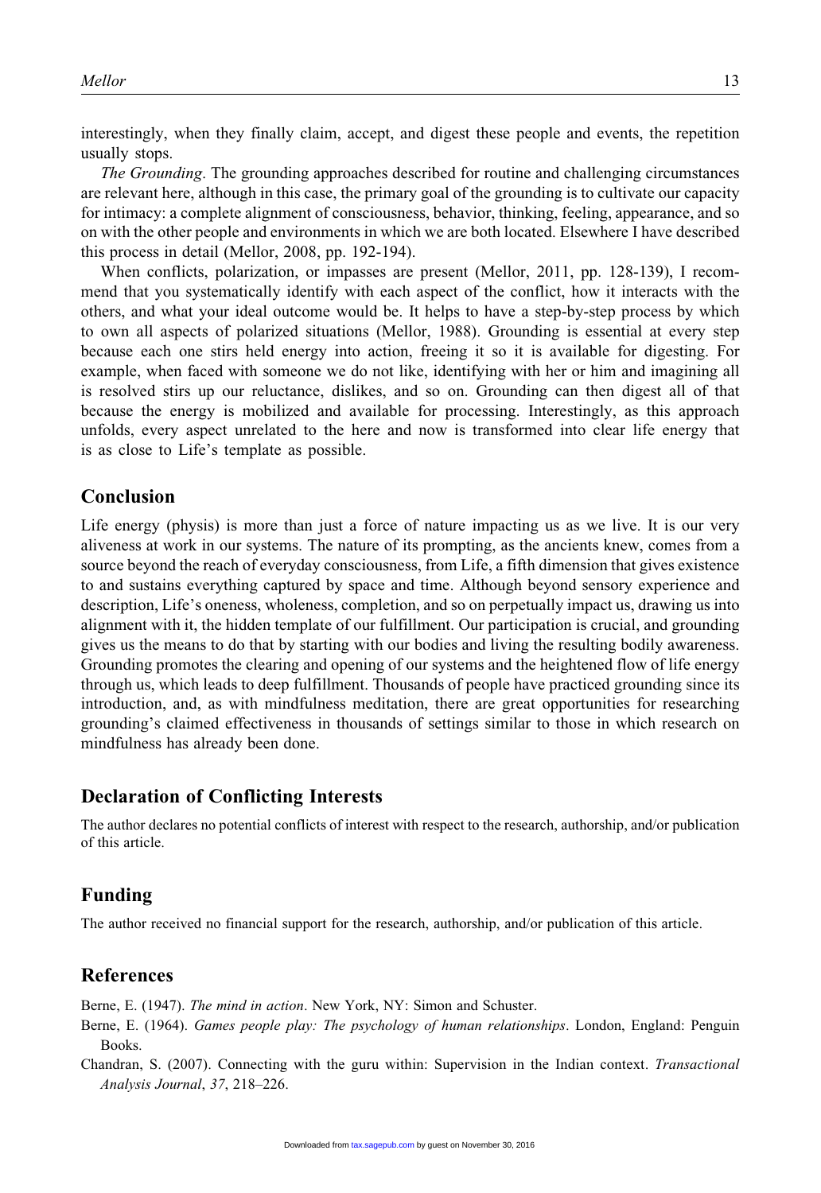interestingly, when they finally claim, accept, and digest these people and events, the repetition usually stops.

*The Grounding*. The grounding approaches described for routine and challenging circumstances are relevant here, although in this case, the primary goal of the grounding is to cultivate our capacity for intimacy: a complete alignment of consciousness, behavior, thinking, feeling, appearance, and so on with the other people and environments in which we are both located. Elsewhere I have described this process in detail (Mellor, 2008, pp. 192-194).

When conflicts, polarization, or impasses are present (Mellor, 2011, pp. 128-139), I recommend that you systematically identify with each aspect of the conflict, how it interacts with the others, and what your ideal outcome would be. It helps to have a step-by-step process by which to own all aspects of polarized situations (Mellor, 1988). Grounding is essential at every step because each one stirs held energy into action, freeing it so it is available for digesting. For example, when faced with someone we do not like, identifying with her or him and imagining all is resolved stirs up our reluctance, dislikes, and so on. Grounding can then digest all of that because the energy is mobilized and available for processing. Interestingly, as this approach unfolds, every aspect unrelated to the here and now is transformed into clear life energy that is as close to Life's template as possible.

## Conclusion

Life energy (physis) is more than just a force of nature impacting us as we live. It is our very aliveness at work in our systems. The nature of its prompting, as the ancients knew, comes from a source beyond the reach of everyday consciousness, from Life, a fifth dimension that gives existence to and sustains everything captured by space and time. Although beyond sensory experience and description, Life's oneness, wholeness, completion, and so on perpetually impact us, drawing us into alignment with it, the hidden template of our fulfillment. Our participation is crucial, and grounding gives us the means to do that by starting with our bodies and living the resulting bodily awareness. Grounding promotes the clearing and opening of our systems and the heightened flow of life energy through us, which leads to deep fulfillment. Thousands of people have practiced grounding since its introduction, and, as with mindfulness meditation, there are great opportunities for researching grounding's claimed effectiveness in thousands of settings similar to those in which research on mindfulness has already been done.

## Declaration of Conflicting Interests

The author declares no potential conflicts of interest with respect to the research, authorship, and/or publication of this article.

## Funding

The author received no financial support for the research, authorship, and/or publication of this article.

## References

Berne, E. (1947). *The mind in action*. New York, NY: Simon and Schuster.

Berne, E. (1964). *Games people play: The psychology of human relationships*. London, England: Penguin Books.

Chandran, S. (2007). Connecting with the guru within: Supervision in the Indian context. *Transactional Analysis Journal*, *37*, 218–226.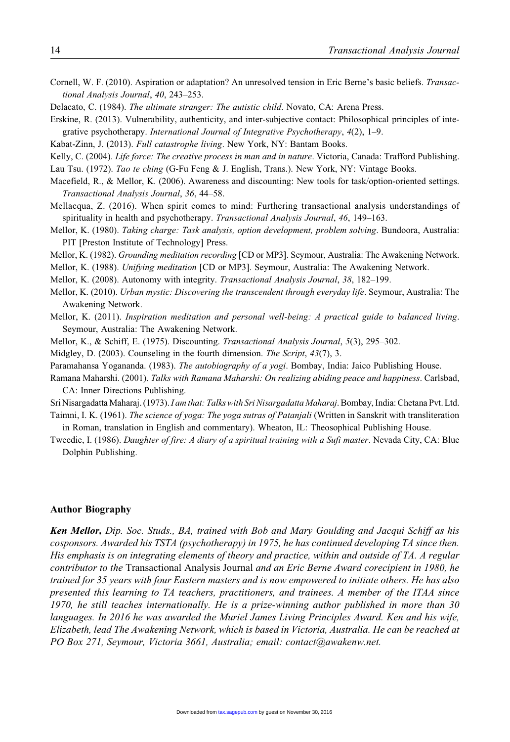Cornell, W. F. (2010). Aspiration or adaptation? An unresolved tension in Eric Berne's basic beliefs. *Transactional Analysis Journal*, *40*, 243–253.

Delacato, C. (1984). *The ultimate stranger: The autistic child*. Novato, CA: Arena Press.

Erskine, R. (2013). Vulnerability, authenticity, and inter-subjective contact: Philosophical principles of integrative psychotherapy. *International Journal of Integrative Psychotherapy*, *4*(2), 1–9.

Kabat-Zinn, J. (2013). *Full catastrophe living*. New York, NY: Bantam Books.

Kelly, C. (2004). *Life force: The creative process in man and in nature*. Victoria, Canada: Trafford Publishing.

Lau Tsu. (1972). *Tao te ching* (G-Fu Feng & J. English, Trans.). New York, NY: Vintage Books.

Macefield, R., & Mellor, K. (2006). Awareness and discounting: New tools for task/option-oriented settings. *Transactional Analysis Journal*, *36*, 44–58.

Mellacqua, Z. (2016). When spirit comes to mind: Furthering transactional analysis understandings of spirituality in health and psychotherapy. *Transactional Analysis Journal*, *46*, 149–163.

Mellor, K. (1980). *Taking charge: Task analysis, option development, problem solving*. Bundoora, Australia: PIT [Preston Institute of Technology] Press.

Mellor, K. (1982). *Grounding meditation recording* [CD or MP3]. Seymour, Australia: The Awakening Network.

Mellor, K. (1988). *Unifying meditation* [CD or MP3]. Seymour, Australia: The Awakening Network.

Mellor, K. (2008). Autonomy with integrity. *Transactional Analysis Journal*, *38*, 182–199.

Mellor, K. (2010). *Urban mystic: Discovering the transcendent through everyday life*. Seymour, Australia: The Awakening Network.

Mellor, K. (2011). *Inspiration meditation and personal well-being: A practical guide to balanced living*. Seymour, Australia: The Awakening Network.

Mellor, K., & Schiff, E. (1975). Discounting. *Transactional Analysis Journal*, *5*(3), 295–302.

Midgley, D. (2003). Counseling in the fourth dimension. *The Script*, *43*(7), 3.

Paramahansa Yogananda. (1983). *The autobiography of a yogi*. Bombay, India: Jaico Publishing House.

Ramana Maharshi. (2001). *Talks with Ramana Maharshi: On realizing abiding peace and happiness*. Carlsbad, CA: Inner Directions Publishing.

Sri Nisargadatta Maharaj. (1973). *I am that: Talks with Sri Nisargadatta Maharaj*. Bombay, India: Chetana Pvt. Ltd.

Taimni, I. K. (1961). *The science of yoga: The yoga sutras of Patanjali* (Written in Sanskrit with transliteration in Roman, translation in English and commentary). Wheaton, IL: Theosophical Publishing House.

Tweedie, I. (1986). *Daughter of fire: A diary of a spiritual training with a Sufi master*. Nevada City, CA: Blue Dolphin Publishing.

## Author Biography

***Ken Mellor,*** *Dip. Soc. Studs., BA, trained with Bob and Mary Goulding and Jacqui Schiff as his cosponsors. Awarded his TSTA (psychotherapy) in 1975, he has continued developing TA since then. His emphasis is on integrating elements of theory and practice, within and outside of TA. A regular contributor to the* Transactional Analysis Journal *and an Eric Berne Award corecipient in 1980, he trained for 35 years with four Eastern masters and is now empowered to initiate others. He has also presented this learning to TA teachers, practitioners, and trainees. A member of the ITAA since 1970, he still teaches internationally. He is a prize-winning author published in more than 30 languages. In 2016 he was awarded the Muriel James Living Principles Award. Ken and his wife, Elizabeth, lead The Awakening Network, which is based in Victoria, Australia. He can be reached at PO Box 271, Seymour, Victoria 3661, Australia; email: contact@awakenw.net.*